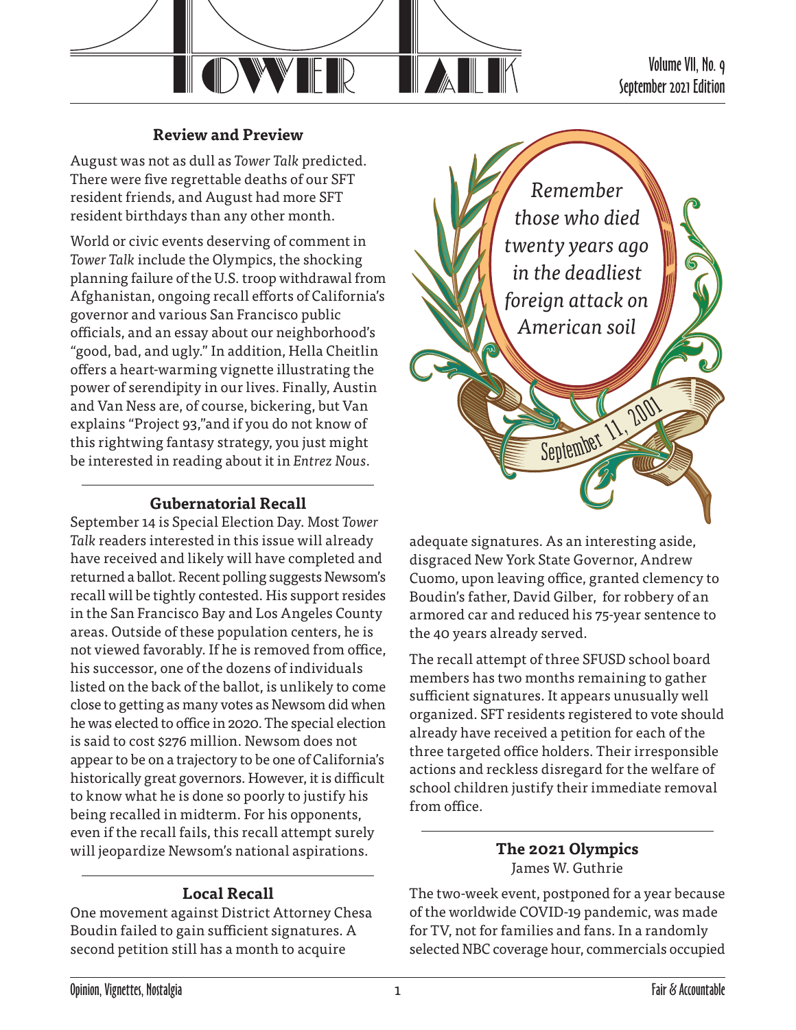# TOWER TALK

Volume VII, No. 9
September 2021 Edition

## Review and Preview

August was not as dull as *Tower Talk* predicted. There were five regrettable deaths of our SFT resident friends, and August had more SFT resident birthdays than any other month.

World or civic events deserving of comment in *Tower Talk* include the Olympics, the shocking planning failure of the U.S. troop withdrawal from Afghanistan, ongoing recall efforts of California's governor and various San Francisco public officials, and an essay about our neighborhood's "good, bad, and ugly." In addition, Hella Cheitlin offers a heart-warming vignette illustrating the power of serendipity in our lives. Finally, Austin and Van Ness are, of course, bickering, but Van explains "Project 93,"and if you do not know of this rightwing fantasy strategy, you just might be interested in reading about it in *Entrez Nous*.

## Gubernatorial Recall

September 14 is Special Election Day. Most *Tower Talk* readers interested in this issue will already have received and likely will have completed and returned a ballot. Recent polling suggests Newsom's recall will be tightly contested. His support resides in the San Francisco Bay and Los Angeles County areas. Outside of these population centers, he is not viewed favorably. If he is removed from office, his successor, one of the dozens of individuals listed on the back of the ballot, is unlikely to come close to getting as many votes as Newsom did when he was elected to office in 2020. The special election is said to cost $276 million. Newsom does not appear to be on a trajectory to be one of California's historically great governors. However, it is difficult to know what he is done so poorly to justify his being recalled in midterm. For his opponents, even if the recall fails, this recall attempt surely will jeopardize Newsom's national aspirations.

## Local Recall

One movement against District Attorney Chesa Boudin failed to gain sufficient signatures. A second petition still has a month to acquire

*Remember those who died twenty years ago in the deadliest foreign attack on American soil*

September 11, 2001

adequate signatures. As an interesting aside, disgraced New York State Governor, Andrew Cuomo, upon leaving office, granted clemency to Boudin's father, David Gilber, for robbery of an armored car and reduced his 75-year sentence to the 40 years already served.

The recall attempt of three SFUSD school board members has two months remaining to gather sufficient signatures. It appears unusually well organized. SFT residents registered to vote should already have received a petition for each of the three targeted office holders. Their irresponsible actions and reckless disregard for the welfare of school children justify their immediate removal from office.

## The 2021 Olympics

James W. Guthrie

The two-week event, postponed for a year because of the worldwide COVID-19 pandemic, was made for TV, not for families and fans. In a randomly selected NBC coverage hour, commercials occupied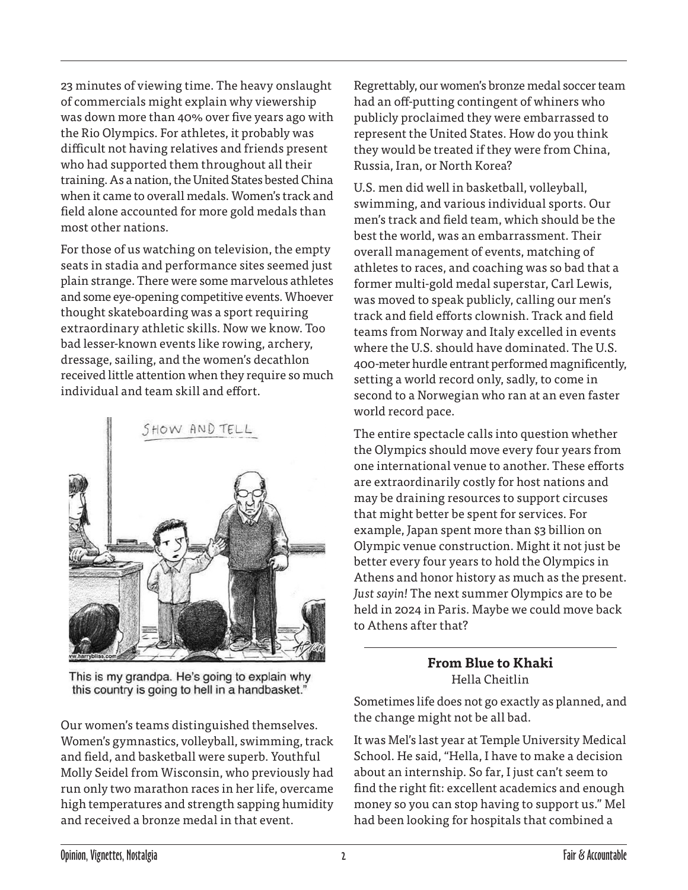23 minutes of viewing time. The heavy onslaught of commercials might explain why viewership was down more than 40% over five years ago with the Rio Olympics. For athletes, it probably was difficult not having relatives and friends present who had supported them throughout all their training. As a nation, the United States bested China when it came to overall medals. Women's track and field alone accounted for more gold medals than most other nations.

For those of us watching on television, the empty seats in stadia and performance sites seemed just plain strange. There were some marvelous athletes and some eye-opening competitive events. Whoever thought skateboarding was a sport requiring extraordinary athletic skills. Now we know. Too bad lesser-known events like rowing, archery, dressage, sailing, and the women's decathlon received little attention when they require so much individual and team skill and effort.

This is my grandpa. He's going to explain why this country is going to hell in a handbasket."

Our women's teams distinguished themselves. Women's gymnastics, volleyball, swimming, track and field, and basketball were superb. Youthful Molly Seidel from Wisconsin, who previously had run only two marathon races in her life, overcame high temperatures and strength sapping humidity and received a bronze medal in that event.

Regrettably, our women's bronze medal soccer team had an off-putting contingent of whiners who publicly proclaimed they were embarrassed to represent the United States. How do you think they would be treated if they were from China, Russia, Iran, or North Korea?

U.S. men did well in basketball, volleyball, swimming, and various individual sports. Our men's track and field team, which should be the best the world, was an embarrassment. Their overall management of events, matching of athletes to races, and coaching was so bad that a former multi-gold medal superstar, Carl Lewis, was moved to speak publicly, calling our men's track and field efforts clownish. Track and field teams from Norway and Italy excelled in events where the U.S. should have dominated. The U.S. 400-meter hurdle entrant performed magnificently, setting a world record only, sadly, to come in second to a Norwegian who ran at an even faster world record pace.

The entire spectacle calls into question whether the Olympics should move every four years from one international venue to another. These efforts are extraordinarily costly for host nations and may be draining resources to support circuses that might better be spent for services. For example, Japan spent more than $3 billion on Olympic venue construction. Might it not just be better every four years to hold the Olympics in Athens and honor history as much as the present. *Just sayin!* The next summer Olympics are to be held in 2024 in Paris. Maybe we could move back to Athens after that?

---

**From Blue to Khaki**

Hella Cheitlin

Sometimes life does not go exactly as planned, and the change might not be all bad.

It was Mel's last year at Temple University Medical School. He said, "Hella, I have to make a decision about an internship. So far, I just can't seem to find the right fit: excellent academics and enough money so you can stop having to support us." Mel had been looking for hospitals that combined a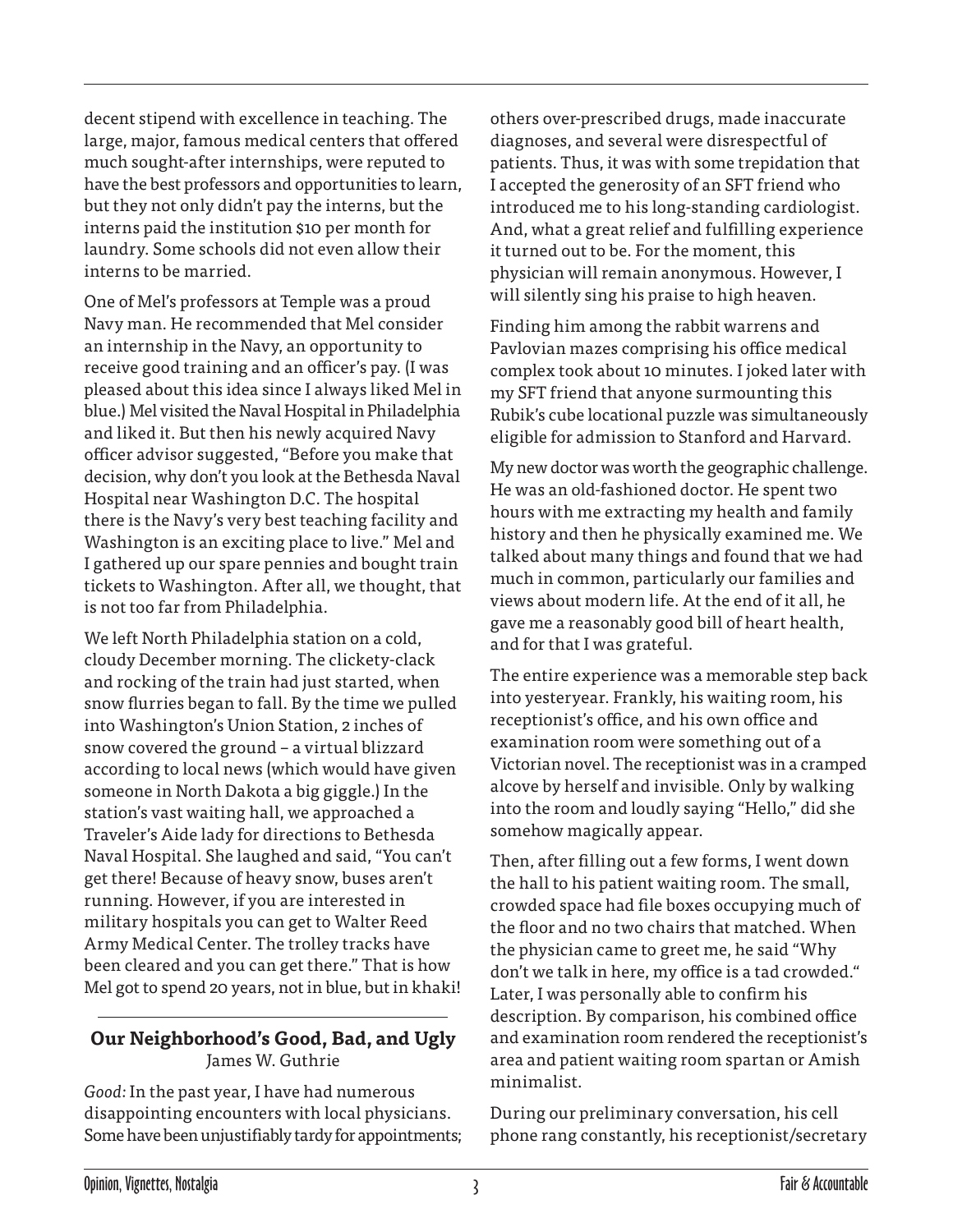decent stipend with excellence in teaching. The large, major, famous medical centers that offered much sought-after internships, were reputed to have the best professors and opportunities to learn, but they not only didn't pay the interns, but the interns paid the institution $10 per month for laundry. Some schools did not even allow their interns to be married.

One of Mel's professors at Temple was a proud Navy man. He recommended that Mel consider an internship in the Navy, an opportunity to receive good training and an officer's pay. (I was pleased about this idea since I always liked Mel in blue.) Mel visited the Naval Hospital in Philadelphia and liked it. But then his newly acquired Navy officer advisor suggested, "Before you make that decision, why don't you look at the Bethesda Naval Hospital near Washington D.C. The hospital there is the Navy's very best teaching facility and Washington is an exciting place to live." Mel and I gathered up our spare pennies and bought train tickets to Washington. After all, we thought, that is not too far from Philadelphia.

We left North Philadelphia station on a cold, cloudy December morning. The clickety-clack and rocking of the train had just started, when snow flurries began to fall. By the time we pulled into Washington's Union Station, 2 inches of snow covered the ground – a virtual blizzard according to local news (which would have given someone in North Dakota a big giggle.) In the station's vast waiting hall, we approached a Traveler's Aide lady for directions to Bethesda Naval Hospital. She laughed and said, "You can't get there! Because of heavy snow, buses aren't running. However, if you are interested in military hospitals you can get to Walter Reed Army Medical Center. The trolley tracks have been cleared and you can get there." That is how Mel got to spend 20 years, not in blue, but in khaki!

---

## Our Neighborhood's Good, Bad, and Ugly

James W. Guthrie

*Good:* In the past year, I have had numerous disappointing encounters with local physicians. Some have been unjustifiably tardy for appointments; others over-prescribed drugs, made inaccurate diagnoses, and several were disrespectful of patients. Thus, it was with some trepidation that I accepted the generosity of an SFT friend who introduced me to his long-standing cardiologist. And, what a great relief and fulfilling experience it turned out to be. For the moment, this physician will remain anonymous. However, I will silently sing his praise to high heaven.

Finding him among the rabbit warrens and Pavlovian mazes comprising his office medical complex took about 10 minutes. I joked later with my SFT friend that anyone surmounting this Rubik's cube locational puzzle was simultaneously eligible for admission to Stanford and Harvard.

My new doctor was worth the geographic challenge. He was an old-fashioned doctor. He spent two hours with me extracting my health and family history and then he physically examined me. We talked about many things and found that we had much in common, particularly our families and views about modern life. At the end of it all, he gave me a reasonably good bill of heart health, and for that I was grateful.

The entire experience was a memorable step back into yesteryear. Frankly, his waiting room, his receptionist's office, and his own office and examination room were something out of a Victorian novel. The receptionist was in a cramped alcove by herself and invisible. Only by walking into the room and loudly saying "Hello," did she somehow magically appear.

Then, after filling out a few forms, I went down the hall to his patient waiting room. The small, crowded space had file boxes occupying much of the floor and no two chairs that matched. When the physician came to greet me, he said "Why don't we talk in here, my office is a tad crowded." Later, I was personally able to confirm his description. By comparison, his combined office and examination room rendered the receptionist's area and patient waiting room spartan or Amish minimalist.

During our preliminary conversation, his cell phone rang constantly, his receptionist/secretary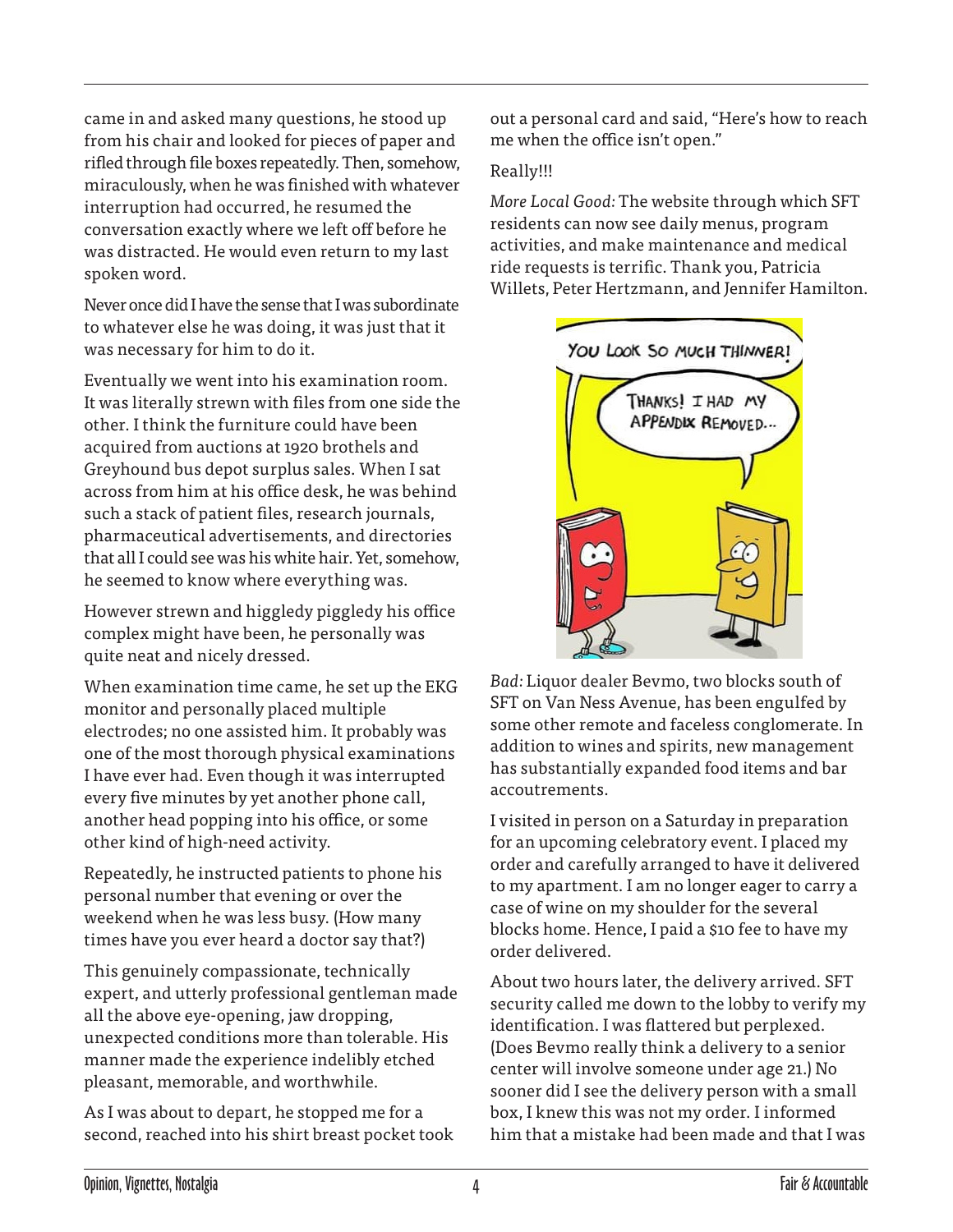came in and asked many questions, he stood up from his chair and looked for pieces of paper and rifled through file boxes repeatedly. Then, somehow, miraculously, when he was finished with whatever interruption had occurred, he resumed the conversation exactly where we left off before he was distracted. He would even return to my last spoken word.

Never once did I have the sense that I was subordinate to whatever else he was doing, it was just that it was necessary for him to do it.

Eventually we went into his examination room. It was literally strewn with files from one side the other. I think the furniture could have been acquired from auctions at 1920 brothels and Greyhound bus depot surplus sales. When I sat across from him at his office desk, he was behind such a stack of patient files, research journals, pharmaceutical advertisements, and directories that all I could see was his white hair. Yet, somehow, he seemed to know where everything was.

However strewn and higgledy piggledy his office complex might have been, he personally was quite neat and nicely dressed.

When examination time came, he set up the EKG monitor and personally placed multiple electrodes; no one assisted him. It probably was one of the most thorough physical examinations I have ever had. Even though it was interrupted every five minutes by yet another phone call, another head popping into his office, or some other kind of high-need activity.

Repeatedly, he instructed patients to phone his personal number that evening or over the weekend when he was less busy. (How many times have you ever heard a doctor say that?)

This genuinely compassionate, technically expert, and utterly professional gentleman made all the above eye-opening, jaw dropping, unexpected conditions more than tolerable. His manner made the experience indelibly etched pleasant, memorable, and worthwhile.

As I was about to depart, he stopped me for a second, reached into his shirt breast pocket took out a personal card and said, "Here's how to reach me when the office isn't open."

Really!!!

*More Local Good:* The website through which SFT residents can now see daily menus, program activities, and make maintenance and medical ride requests is terrific. Thank you, Patricia Willets, Peter Hertzmann, and Jennifer Hamilton.

*Bad:* Liquor dealer Bevmo, two blocks south of SFT on Van Ness Avenue, has been engulfed by some other remote and faceless conglomerate. In addition to wines and spirits, new management has substantially expanded food items and bar accoutrements.

I visited in person on a Saturday in preparation for an upcoming celebratory event. I placed my order and carefully arranged to have it delivered to my apartment. I am no longer eager to carry a case of wine on my shoulder for the several blocks home. Hence, I paid a $10 fee to have my order delivered.

About two hours later, the delivery arrived. SFT security called me down to the lobby to verify my identification. I was flattered but perplexed. (Does Bevmo really think a delivery to a senior center will involve someone under age 21.) No sooner did I see the delivery person with a small box, I knew this was not my order. I informed him that a mistake had been made and that I was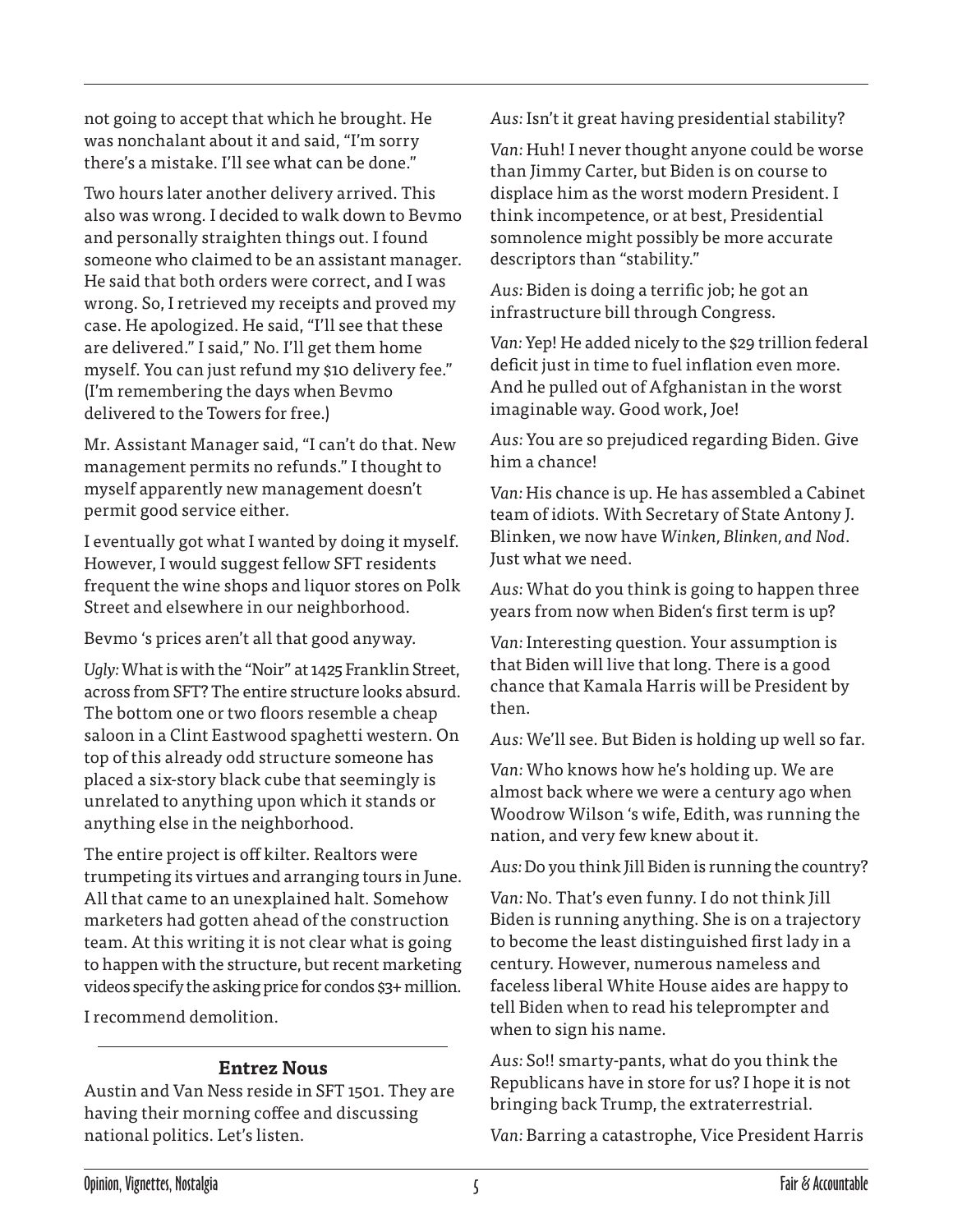not going to accept that which he brought. He was nonchalant about it and said, "I'm sorry there's a mistake. I'll see what can be done."

Two hours later another delivery arrived. This also was wrong. I decided to walk down to Bevmo and personally straighten things out. I found someone who claimed to be an assistant manager. He said that both orders were correct, and I was wrong. So, I retrieved my receipts and proved my case. He apologized. He said, "I'll see that these are delivered." I said," No. I'll get them home myself. You can just refund my $10 delivery fee." (I'm remembering the days when Bevmo delivered to the Towers for free.)

Mr. Assistant Manager said, "I can't do that. New management permits no refunds." I thought to myself apparently new management doesn't permit good service either.

I eventually got what I wanted by doing it myself. However, I would suggest fellow SFT residents frequent the wine shops and liquor stores on Polk Street and elsewhere in our neighborhood.

Bevmo 's prices aren't all that good anyway.

*Ugly:* What is with the "Noir" at 1425 Franklin Street, across from SFT? The entire structure looks absurd. The bottom one or two floors resemble a cheap saloon in a Clint Eastwood spaghetti western. On top of this already odd structure someone has placed a six-story black cube that seemingly is unrelated to anything upon which it stands or anything else in the neighborhood.

The entire project is off kilter. Realtors were trumpeting its virtues and arranging tours in June. All that came to an unexplained halt. Somehow marketers had gotten ahead of the construction team. At this writing it is not clear what is going to happen with the structure, but recent marketing videos specify the asking price for condos $3+ million.

I recommend demolition.

---

## Entrez Nous

Austin and Van Ness reside in SFT 1501. They are having their morning coffee and discussing national politics. Let's listen.

*Aus:* Isn't it great having presidential stability?

*Van:* Huh! I never thought anyone could be worse than Jimmy Carter, but Biden is on course to displace him as the worst modern President. I think incompetence, or at best, Presidential somnolence might possibly be more accurate descriptors than "stability."

*Aus:* Biden is doing a terrific job; he got an infrastructure bill through Congress.

*Van:* Yep! He added nicely to the $29 trillion federal deficit just in time to fuel inflation even more. And he pulled out of Afghanistan in the worst imaginable way. Good work, Joe!

*Aus:* You are so prejudiced regarding Biden. Give him a chance!

*Van:* His chance is up. He has assembled a Cabinet team of idiots. With Secretary of State Antony J. Blinken, we now have *Winken, Blinken, and Nod*. Just what we need.

*Aus:* What do you think is going to happen three years from now when Biden's first term is up?

*Van:* Interesting question. Your assumption is that Biden will live that long. There is a good chance that Kamala Harris will be President by then.

*Aus:* We'll see. But Biden is holding up well so far.

*Van:* Who knows how he's holding up. We are almost back where we were a century ago when Woodrow Wilson 's wife, Edith, was running the nation, and very few knew about it.

*Aus:* Do you think Jill Biden is running the country?

*Van:* No. That's even funny. I do not think Jill Biden is running anything. She is on a trajectory to become the least distinguished first lady in a century. However, numerous nameless and faceless liberal White House aides are happy to tell Biden when to read his teleprompter and when to sign his name.

*Aus:* So!! smarty-pants, what do you think the Republicans have in store for us? I hope it is not bringing back Trump, the extraterrestrial.

*Van:* Barring a catastrophe, Vice President Harris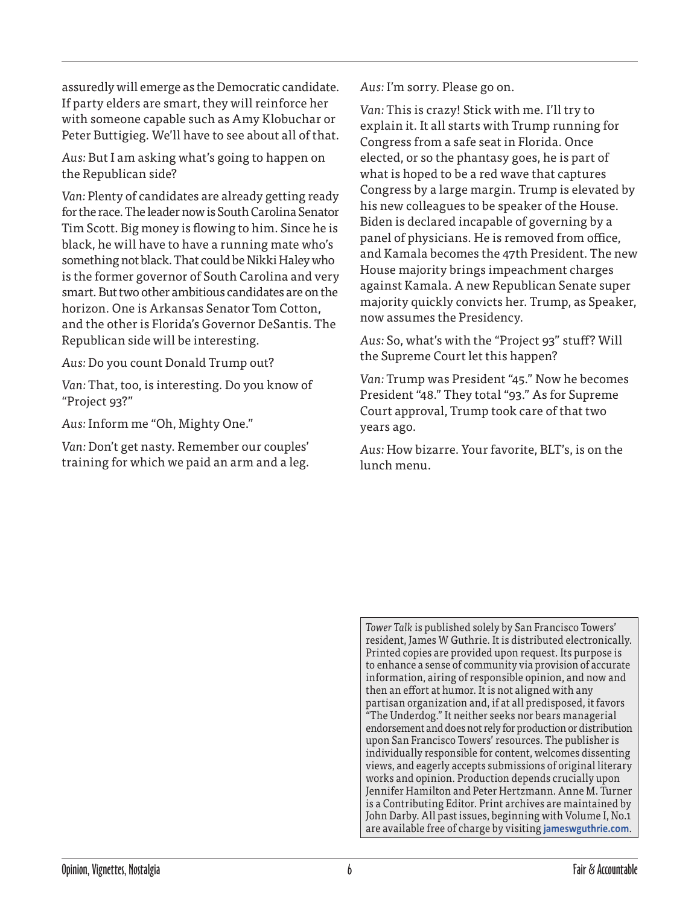assuredly will emerge as the Democratic candidate. If party elders are smart, they will reinforce her with someone capable such as Amy Klobuchar or Peter Buttigieg. We'll have to see about all of that.

*Aus:* But I am asking what's going to happen on the Republican side?

*Van:* Plenty of candidates are already getting ready for the race. The leader now is South Carolina Senator Tim Scott. Big money is flowing to him. Since he is black, he will have to have a running mate who's something not black. That could be Nikki Haley who is the former governor of South Carolina and very smart. But two other ambitious candidates are on the horizon. One is Arkansas Senator Tom Cotton, and the other is Florida's Governor DeSantis. The Republican side will be interesting.

*Aus:* Do you count Donald Trump out?

*Van:* That, too, is interesting. Do you know of "Project 93?"

*Aus:* Inform me "Oh, Mighty One."

*Van:* Don't get nasty. Remember our couples' training for which we paid an arm and a leg.

*Aus:* I'm sorry. Please go on.

*Van:* This is crazy! Stick with me. I'll try to explain it. It all starts with Trump running for Congress from a safe seat in Florida. Once elected, or so the phantasy goes, he is part of what is hoped to be a red wave that captures Congress by a large margin. Trump is elevated by his new colleagues to be speaker of the House. Biden is declared incapable of governing by a panel of physicians. He is removed from office, and Kamala becomes the 47th President. The new House majority brings impeachment charges against Kamala. A new Republican Senate super majority quickly convicts her. Trump, as Speaker, now assumes the Presidency.

*Aus:* So, what's with the "Project 93" stuff? Will the Supreme Court let this happen?

*Van:* Trump was President "45." Now he becomes President "48." They total "93." As for Supreme Court approval, Trump took care of that two years ago.

*Aus:* How bizarre. Your favorite, BLT's, is on the lunch menu.

*Tower Talk* is published solely by San Francisco Towers' resident, James W Guthrie. It is distributed electronically. Printed copies are provided upon request. Its purpose is to enhance a sense of community via provision of accurate information, airing of responsible opinion, and now and then an effort at humor. It is not aligned with any partisan organization and, if at all predisposed, it favors "The Underdog." It neither seeks nor bears managerial endorsement and does not rely for production or distribution upon San Francisco Towers' resources. The publisher is individually responsible for content, welcomes dissenting views, and eagerly accepts submissions of original literary works and opinion. Production depends crucially upon Jennifer Hamilton and Peter Hertzmann. Anne M. Turner is a Contributing Editor. Print archives are maintained by John Darby. All past issues, beginning with Volume I, No.1 are available free of charge by visiting **jameswguthrie.com**.